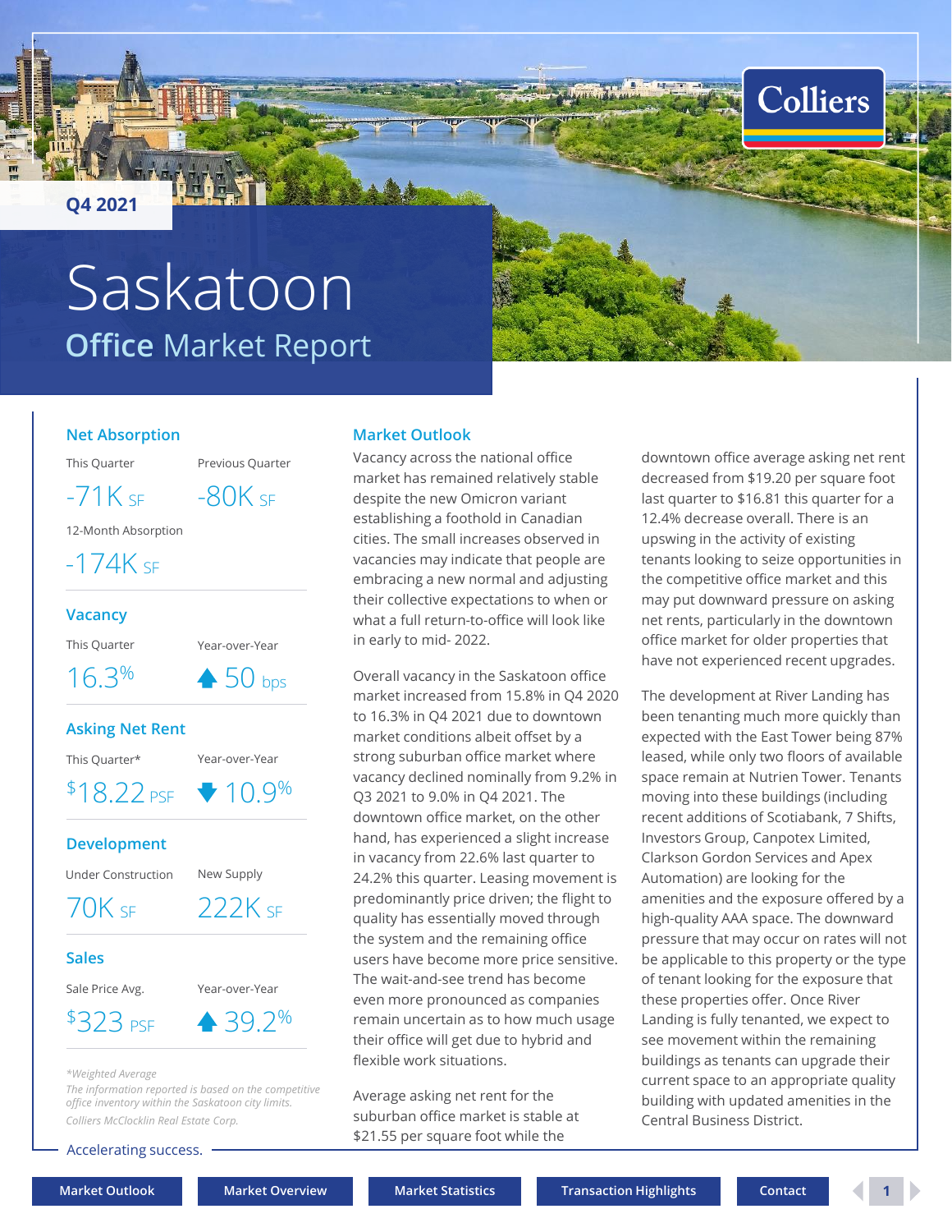Q4 2021

# Saskatoon

## Office Market Report

### Net Absorption

| This Quarter | Previous Quarter |
|---|---|
| -71K SF | -80K SF |

12-Month Absorption

-174K SF

### Vacancy

| This Quarter | Year-over-Year |
|---|---|
| 16.3% | ▲ 50 bps |

### Asking Net Rent

| This Quarter* | Year-over-Year |
|---|---|
| $18.22 PSF | ▼ 10.9% |

### Development

| Under Construction | New Supply |
|---|---|
| 70K SF | 222K SF |

### Sales

| Sale Price Avg. | Year-over-Year |
|---|---|
| $323 PSF | ▲ 39.2% |

*\*Weighted Average*

*The information reported is based on the competitive office inventory within the Saskatoon city limits.*

*Colliers McClocklin Real Estate Corp.*

Accelerating success.

## Market Outlook

Vacancy across the national office market has remained relatively stable despite the new Omicron variant establishing a foothold in Canadian cities. The small increases observed in vacancies may indicate that people are embracing a new normal and adjusting their collective expectations to when or what a full return-to-office will look like in early to mid- 2022.

Overall vacancy in the Saskatoon office market increased from 15.8% in Q4 2020 to 16.3% in Q4 2021 due to downtown market conditions albeit offset by a strong suburban office market where vacancy declined nominally from 9.2% in Q3 2021 to 9.0% in Q4 2021. The downtown office market, on the other hand, has experienced a slight increase in vacancy from 22.6% last quarter to 24.2% this quarter. Leasing movement is predominantly price driven; the flight to quality has essentially moved through the system and the remaining office users have become more price sensitive. The wait-and-see trend has become even more pronounced as companies remain uncertain as to how much usage their office will get due to hybrid and flexible work situations.

Average asking net rent for the suburban office market is stable at $21.55 per square foot while the downtown office average asking net rent decreased from $19.20 per square foot last quarter to $16.81 this quarter for a 12.4% decrease overall. There is an upswing in the activity of existing tenants looking to seize opportunities in the competitive office market and this may put downward pressure on asking net rents, particularly in the downtown office market for older properties that have not experienced recent upgrades.

The development at River Landing has been tenanting much more quickly than expected with the East Tower being 87% leased, while only two floors of available space remain at Nutrien Tower. Tenants moving into these buildings (including recent additions of Scotiabank, 7 Shifts, Investors Group, Canpotex Limited, Clarkson Gordon Services and Apex Automation) are looking for the amenities and the exposure offered by a high-quality AAA space. The downward pressure that may occur on rates will not be applicable to this property or the type of tenant looking for the exposure that these properties offer. Once River Landing is fully tenanted, we expect to see movement within the remaining buildings as tenants can upgrade their current space to an appropriate quality building with updated amenities in the Central Business District.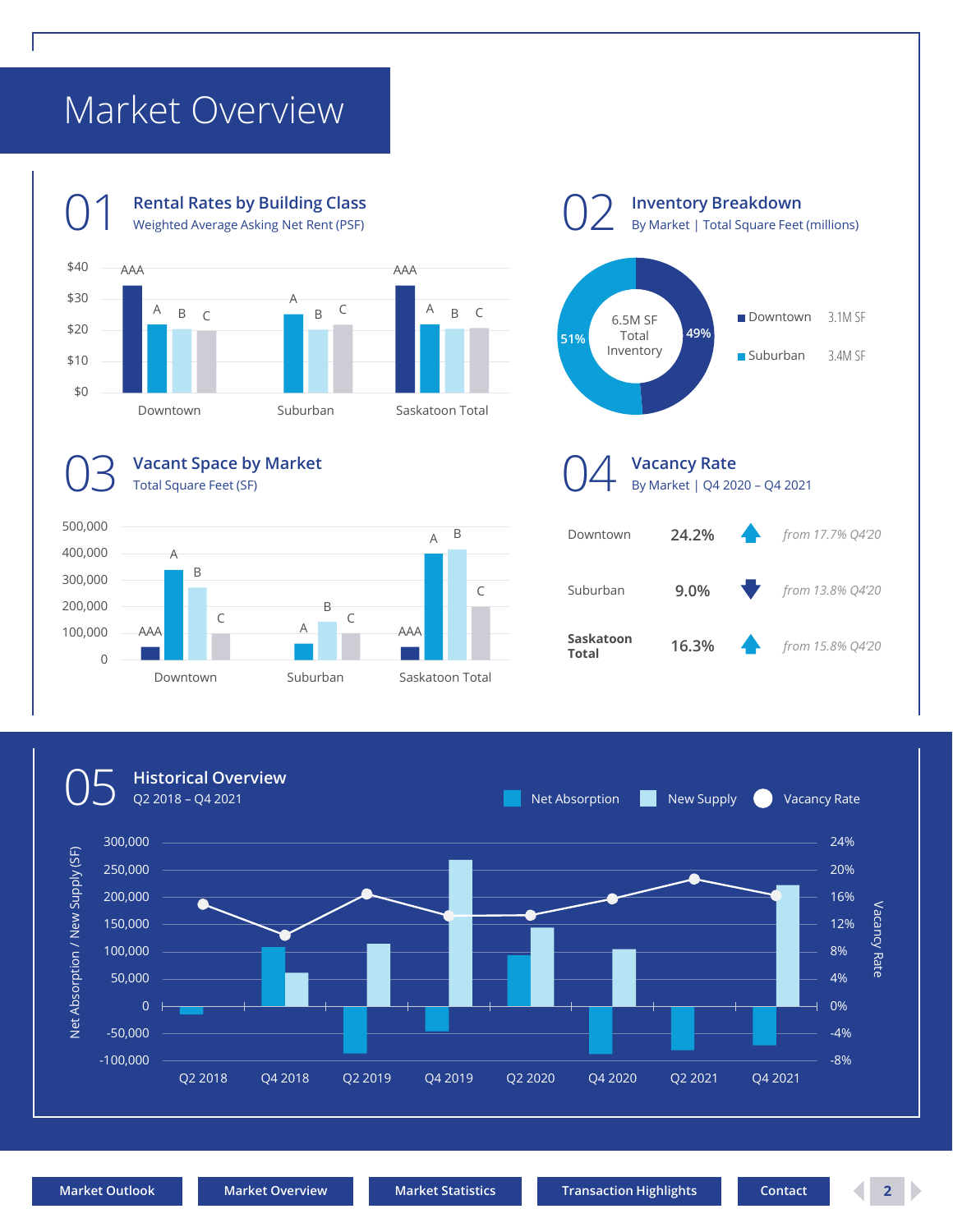# Market Overview

## 01 Rental Rates by Building Class

Weighted Average Asking Net Rent (PSF)

## 02 Inventory Breakdown

By Market | Total Square Feet (millions)

6.5M SF Total Inventory

| Market | Share | Square Feet |
|---|---|---|
| Downtown | 49% | 3.1M SF |
| Suburban | 51% | 3.4M SF |

## 03 Vacant Space by Market

Total Square Feet (SF)

## 04 Vacancy Rate

By Market | Q4 2020 – Q4 2021

| Market | Vacancy Rate | Change |
|---|---|---|
| Downtown | 24.2% | ↑ *from 17.7% Q4'20* |
| Suburban | 9.0% | ↓ *from 13.8% Q4'20* |
| **Saskatoon Total** | 16.3% | ↑ *from 15.8% Q4'20* |

## 05 Historical Overview

Q2 2018 – Q4 2021

Net Absorption | New Supply | Vacancy Rate

Market Outlook | Market Overview | Market Statistics | Transaction Highlights | Contact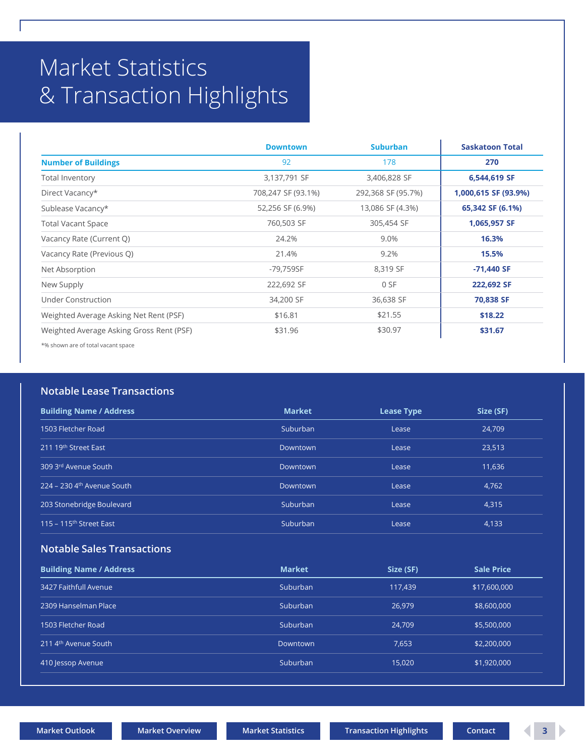# Market Statistics & Transaction Highlights

| | Downtown | Suburban | Saskatoon Total |
|---|---|---|---|
| **Number of Buildings** | 92 | 178 | **270** |
| Total Inventory | 3,137,791 SF | 3,406,828 SF | **6,544,619 SF** |
| Direct Vacancy* | 708,247 SF (93.1%) | 292,368 SF (95.7%) | **1,000,615 SF (93.9%)** |
| Sublease Vacancy* | 52,256 SF (6.9%) | 13,086 SF (4.3%) | **65,342 SF (6.1%)** |
| Total Vacant Space | 760,503 SF | 305,454 SF | **1,065,957 SF** |
| Vacancy Rate (Current Q) | 24.2% | 9.0% | **16.3%** |
| Vacancy Rate (Previous Q) | 21.4% | 9.2% | **15.5%** |
| Net Absorption | -79,759SF | 8,319 SF | **-71,440 SF** |
| New Supply | 222,692 SF | 0 SF | **222,692 SF** |
| Under Construction | 34,200 SF | 36,638 SF | **70,838 SF** |
| Weighted Average Asking Net Rent (PSF) | $16.81 | $21.55 | **$18.22** |
| Weighted Average Asking Gross Rent (PSF) | $31.96 | $30.97 | **$31.67** |

*% shown are of total vacant space

## Notable Lease Transactions

| Building Name / Address | Market | Lease Type | Size (SF) |
|---|---|---|---|
| 1503 Fletcher Road | Suburban | Lease | 24,709 |
| 211 19th Street East | Downtown | Lease | 23,513 |
| 309 3rd Avenue South | Downtown | Lease | 11,636 |
| 224 – 230 4th Avenue South | Downtown | Lease | 4,762 |
| 203 Stonebridge Boulevard | Suburban | Lease | 4,315 |
| 115 – 115th Street East | Suburban | Lease | 4,133 |

## Notable Sales Transactions

| Building Name / Address | Market | Size (SF) | Sale Price |
|---|---|---|---|
| 3427 Faithfull Avenue | Suburban | 117,439 | $17,600,000 |
| 2309 Hanselman Place | Suburban | 26,979 | $8,600,000 |
| 1503 Fletcher Road | Suburban | 24,709 | $5,500,000 |
| 211 4th Avenue South | Downtown | 7,653 | $2,200,000 |
| 410 Jessop Avenue | Suburban | 15,020 | $1,920,000 |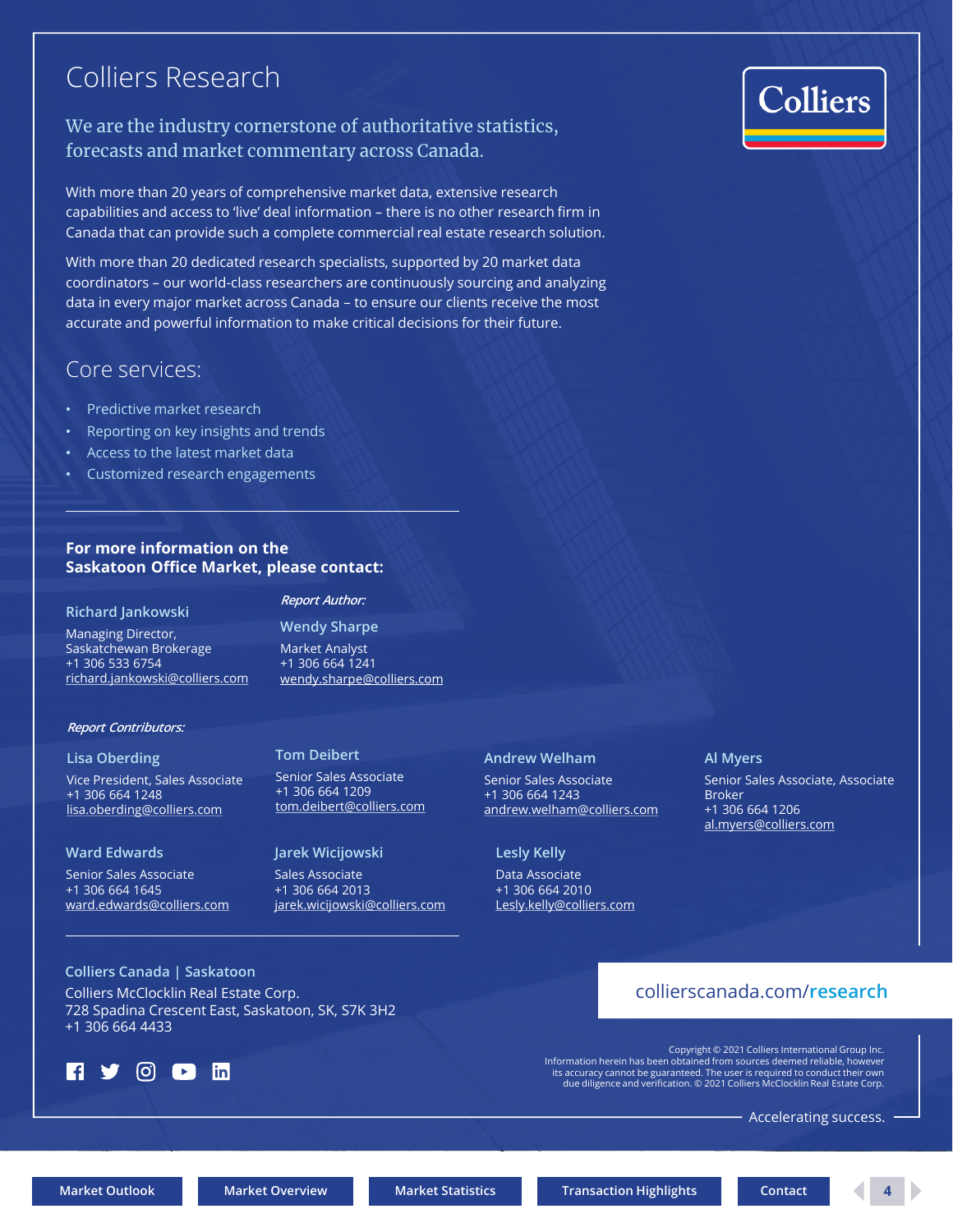# Colliers Research

## We are the industry cornerstone of authoritative statistics, forecasts and market commentary across Canada.

With more than 20 years of comprehensive market data, extensive research capabilities and access to 'live' deal information – there is no other research firm in Canada that can provide such a complete commercial real estate research solution.

With more than 20 dedicated research specialists, supported by 20 market data coordinators – our world-class researchers are continuously sourcing and analyzing data in every major market across Canada – to ensure our clients receive the most accurate and powerful information to make critical decisions for their future.

## Core services:

- Predictive market research
- Reporting on key insights and trends
- Access to the latest market data
- Customized research engagements

**For more information on the Saskatoon Office Market, please contact:**

**Richard Jankowski**
Managing Director,
Saskatchewan Brokerage
+1 306 533 6754
richard.jankowski@colliers.com

*Report Author:*

**Wendy Sharpe**
Market Analyst
+1 306 664 1241
wendy.sharpe@colliers.com

*Report Contributors:*

**Lisa Oberding**
Vice President, Sales Associate
+1 306 664 1248
lisa.oberding@colliers.com

**Tom Deibert**
Senior Sales Associate
+1 306 664 1209
tom.deibert@colliers.com

**Andrew Welham**
Senior Sales Associate
+1 306 664 1243
andrew.welham@colliers.com

**Al Myers**
Senior Sales Associate, Associate Broker
+1 306 664 1206
al.myers@colliers.com

**Ward Edwards**
Senior Sales Associate
+1 306 664 1645
ward.edwards@colliers.com

**Jarek Wicijowski**
Sales Associate
+1 306 664 2013
jarek.wicijowski@colliers.com

**Lesly Kelly**
Data Associate
+1 306 664 2010
Lesly.kelly@colliers.com

**Colliers Canada | Saskatoon**
Colliers McClocklin Real Estate Corp.
728 Spadina Crescent East, Saskatoon, SK, S7K 3H2
+1 306 664 4433

collierscanada.com/research

Copyright © 2021 Colliers International Group Inc.
Information herein has been obtained from sources deemed reliable, however its accuracy cannot be guaranteed. The user is required to conduct their own due diligence and verification. © 2021 Colliers McClocklin Real Estate Corp.

Accelerating success.